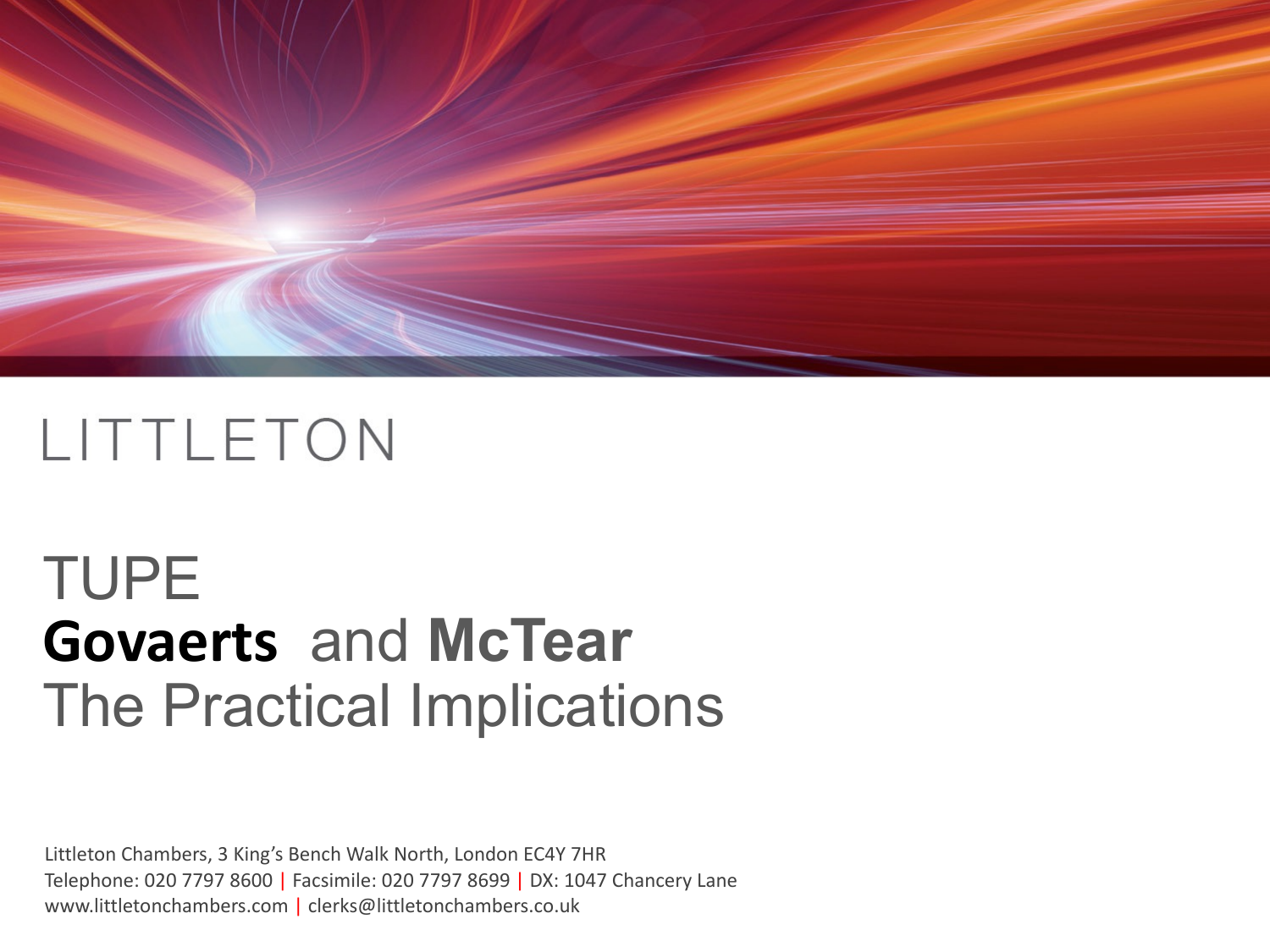LITTLETON

# TUPE
# **Govaerts** and **McTear**
# The Practical Implications

Littleton Chambers, 3 King's Bench Walk North, London EC4Y 7HR
Telephone: 020 7797 8600 | Facsimile: 020 7797 8699 | DX: 1047 Chancery Lane
www.littletonchambers.com | clerks@littletonchambers.co.uk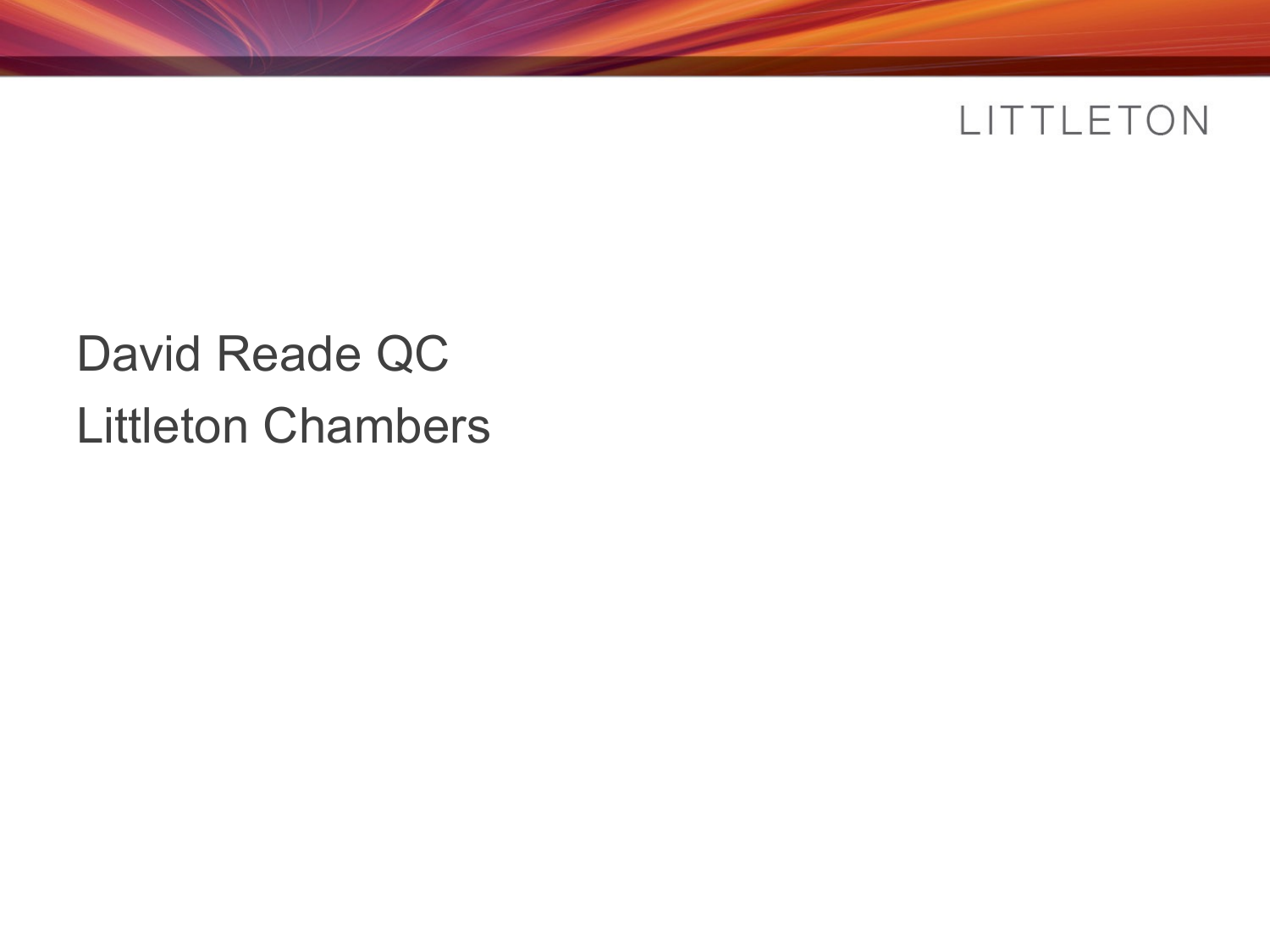David Reade QC

Littleton Chambers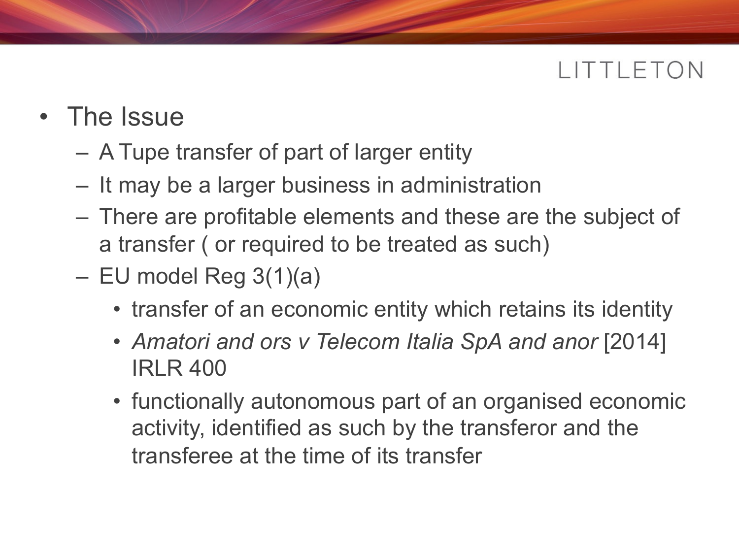- The Issue
  - A Tupe transfer of part of larger entity
  - It may be a larger business in administration
  - There are profitable elements and these are the subject of a transfer ( or required to be treated as such)
  - EU model Reg 3(1)(a)
    - transfer of an economic entity which retains its identity
    - *Amatori and ors v Telecom Italia SpA and anor* [2014] IRLR 400
    - functionally autonomous part of an organised economic activity, identified as such by the transferor and the transferee at the time of its transfer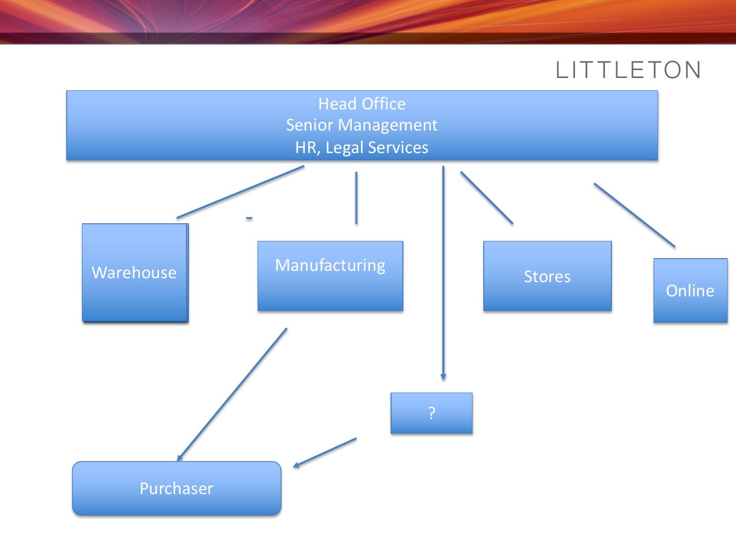LITTLETON

Head Office
Senior Management
HR, Legal Services

Warehouse

Manufacturing

Stores

Online

?

Purchaser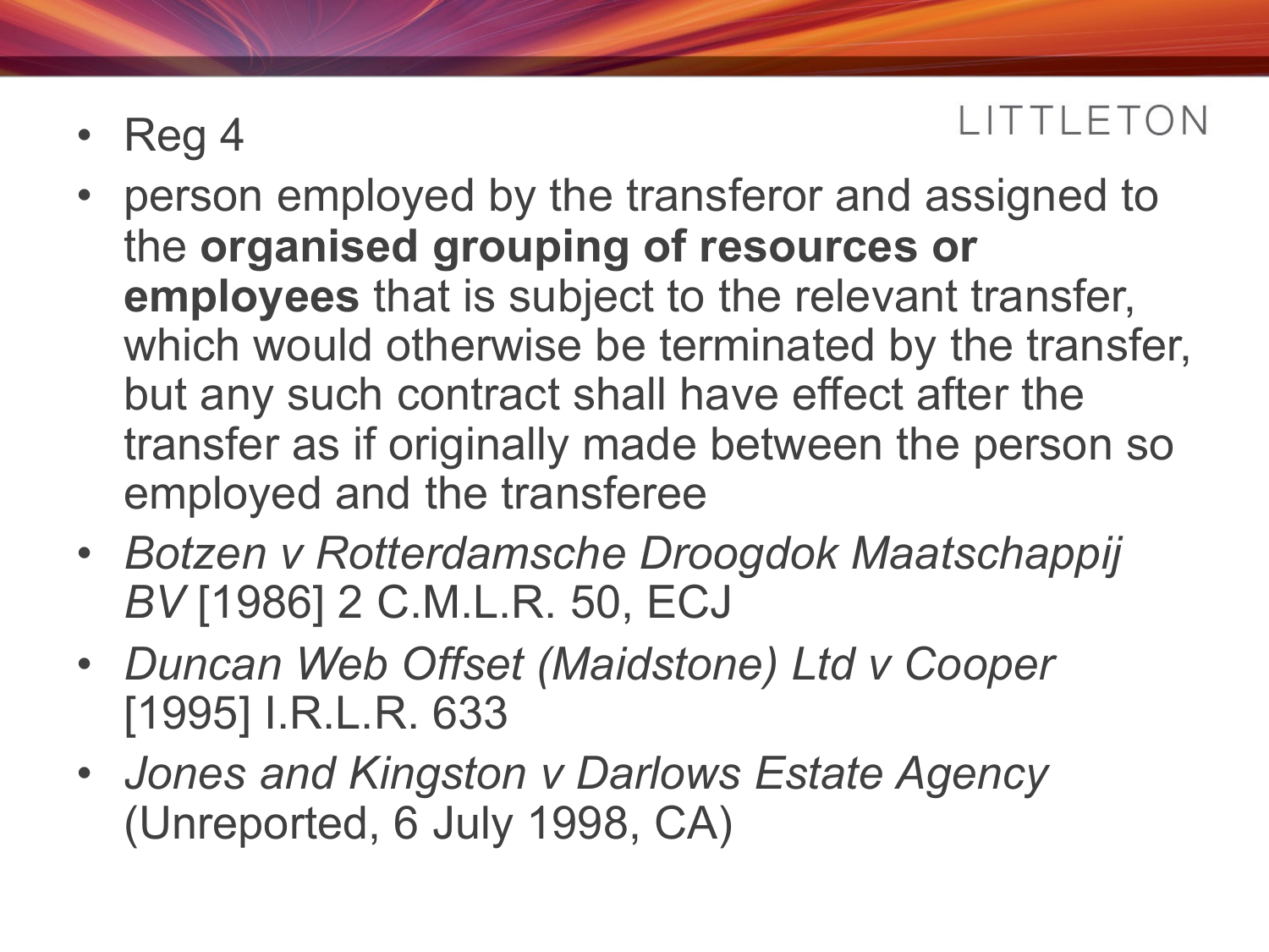- Reg 4
- person employed by the transferor and assigned to the **organised grouping of resources or employees** that is subject to the relevant transfer, which would otherwise be terminated by the transfer, but any such contract shall have effect after the transfer as if originally made between the person so employed and the transferee
- *Botzen v Rotterdamsche Droogdok Maatschappij BV* [1986] 2 C.M.L.R. 50, ECJ
- *Duncan Web Offset (Maidstone) Ltd v Cooper* [1995] I.R.L.R. 633
- *Jones and Kingston v Darlows Estate Agency* (Unreported, 6 July 1998, CA)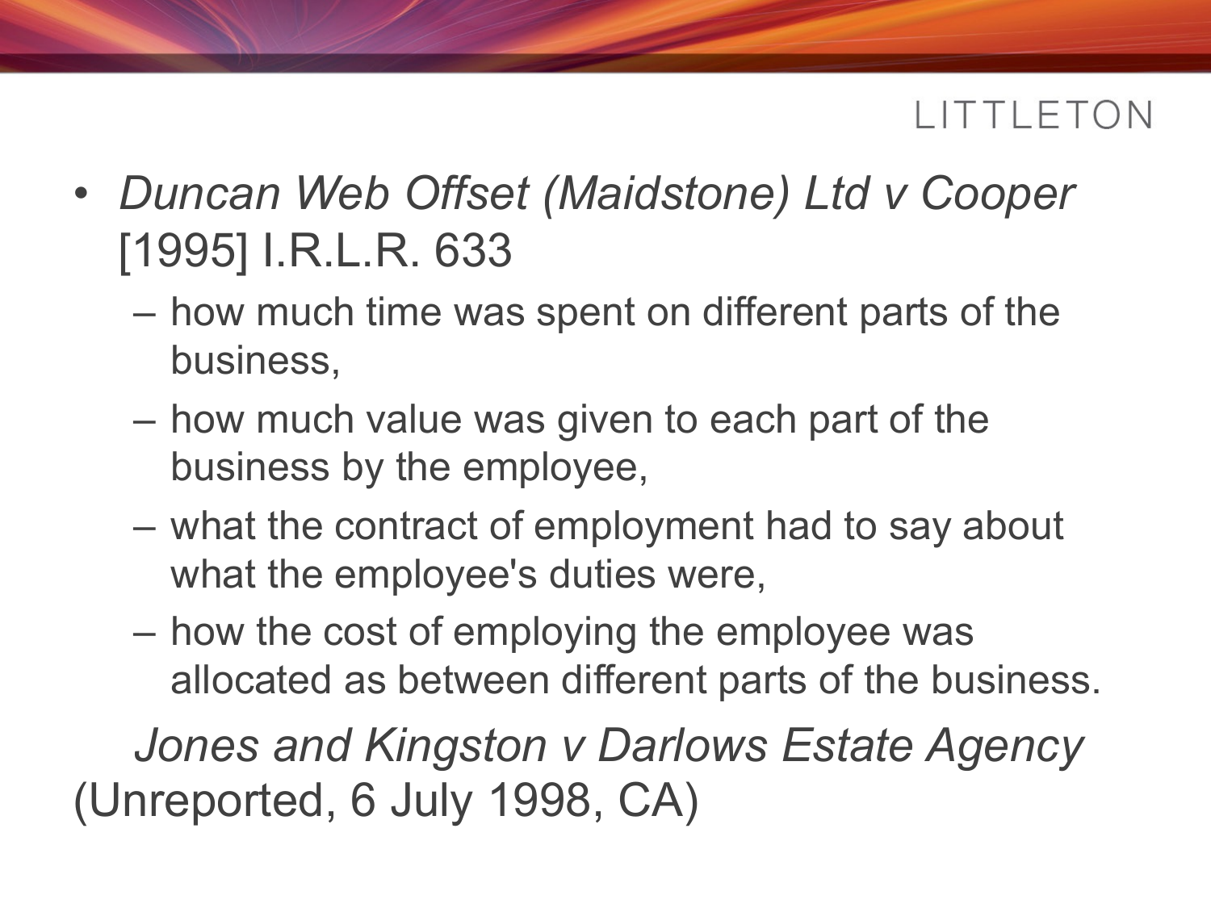- *Duncan Web Offset (Maidstone) Ltd v Cooper* [1995] I.R.L.R. 633
  - how much time was spent on different parts of the business,
  - how much value was given to each part of the business by the employee,
  - what the contract of employment had to say about what the employee's duties were,
  - how the cost of employing the employee was allocated as between different parts of the business.

*Jones and Kingston v Darlows Estate Agency* (Unreported, 6 July 1998, CA)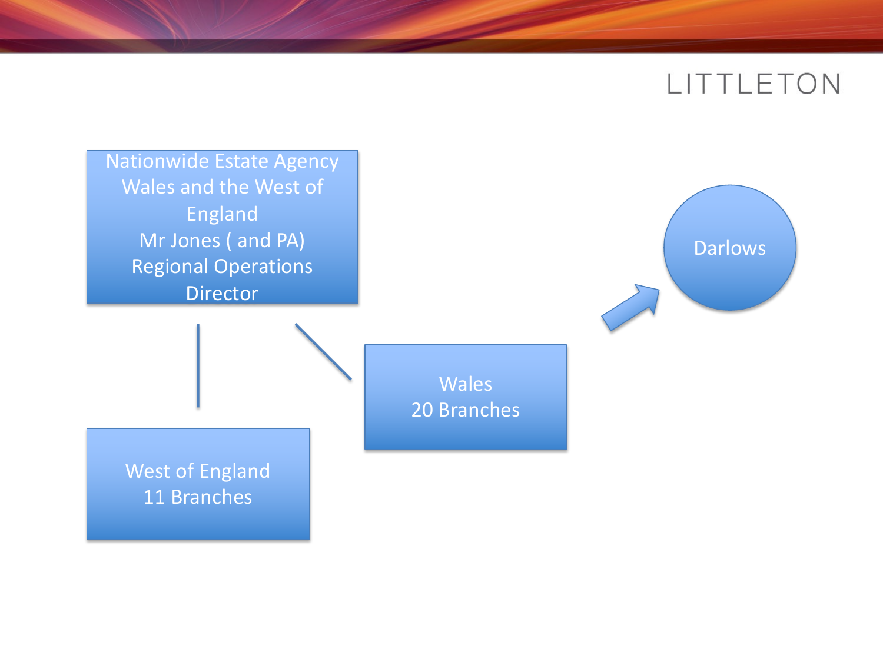LITTLETON

Nationwide Estate Agency
Wales and the West of England
Mr Jones ( and PA)
Regional Operations Director

West of England
11 Branches

Wales
20 Branches

Darlows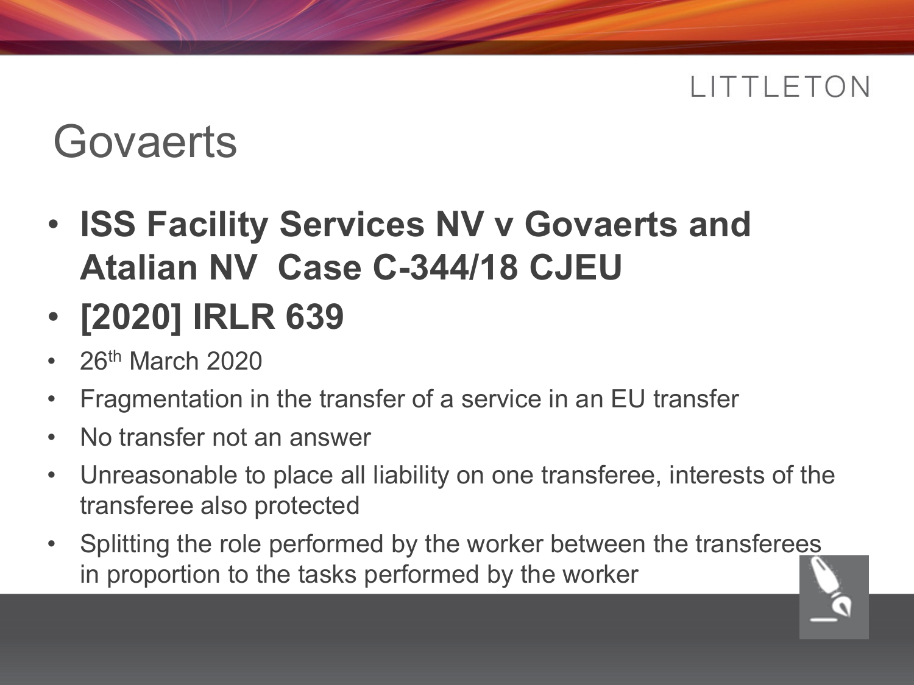# Govaerts

- **ISS Facility Services NV v Govaerts and Atalian NV Case C-344/18 CJEU**
- **[2020] IRLR 639**
- 26th March 2020
- Fragmentation in the transfer of a service in an EU transfer
- No transfer not an answer
- Unreasonable to place all liability on one transferee, interests of the transferee also protected
- Splitting the role performed by the worker between the transferees in proportion to the tasks performed by the worker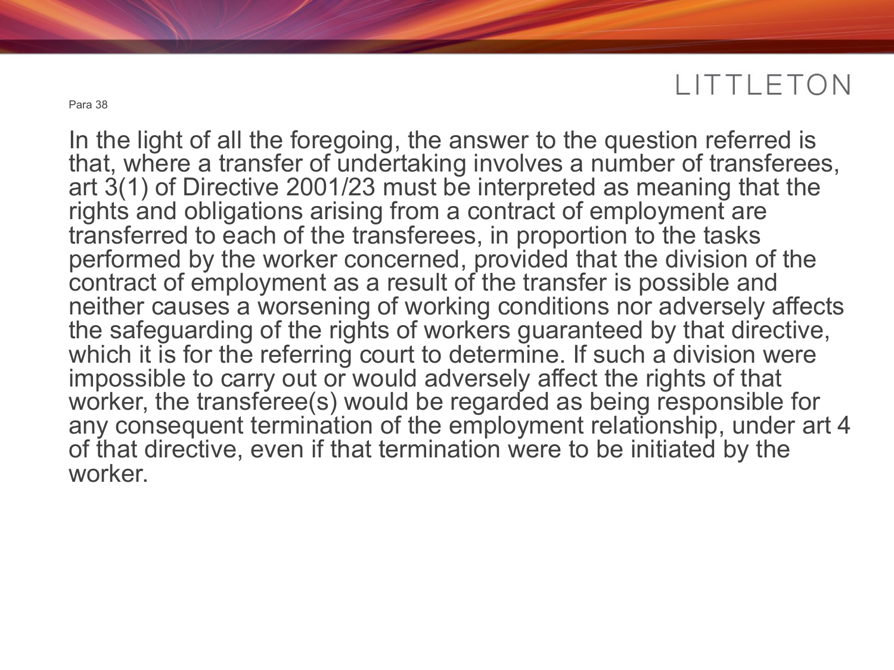Para 38

In the light of all the foregoing, the answer to the question referred is that, where a transfer of undertaking involves a number of transferees, art 3(1) of Directive 2001/23 must be interpreted as meaning that the rights and obligations arising from a contract of employment are transferred to each of the transferees, in proportion to the tasks performed by the worker concerned, provided that the division of the contract of employment as a result of the transfer is possible and neither causes a worsening of working conditions nor adversely affects the safeguarding of the rights of workers guaranteed by that directive, which it is for the referring court to determine. If such a division were impossible to carry out or would adversely affect the rights of that worker, the transferee(s) would be regarded as being responsible for any consequent termination of the employment relationship, under art 4 of that directive, even if that termination were to be initiated by the worker.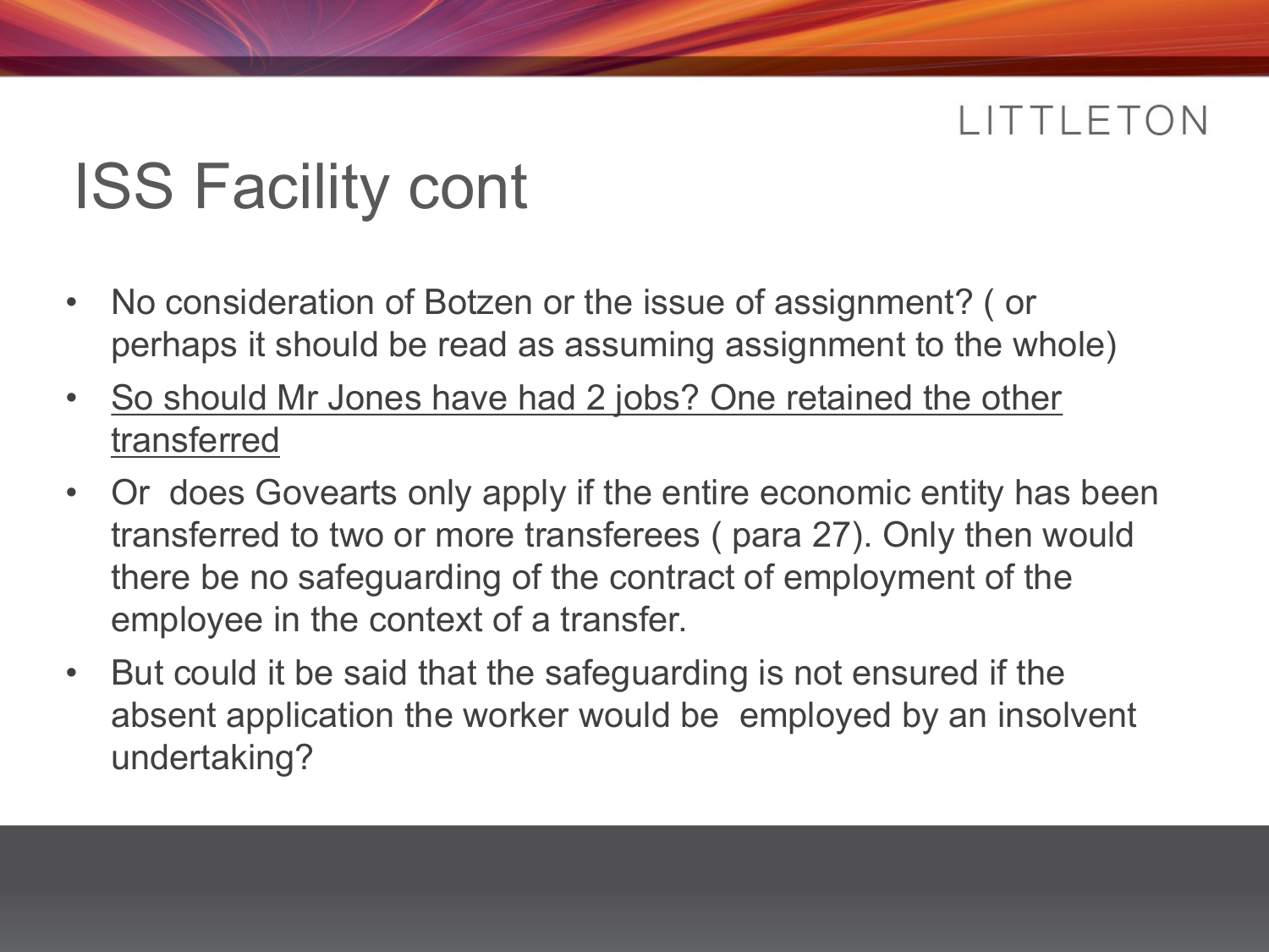# ISS Facility cont

- No consideration of Botzen or the issue of assignment? ( or perhaps it should be read as assuming assignment to the whole)
- <u>So should Mr Jones have had 2 jobs? One retained the other transferred</u>
- Or  does Govearts only apply if the entire economic entity has been transferred to two or more transferees ( para 27). Only then would there be no safeguarding of the contract of employment of the employee in the context of a transfer.
- But could it be said that the safeguarding is not ensured if the absent application the worker would be  employed by an insolvent undertaking?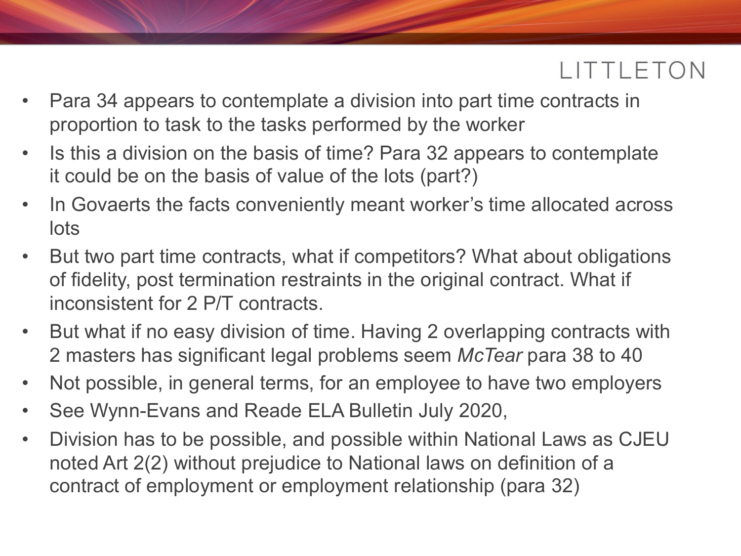- Para 34 appears to contemplate a division into part time contracts in proportion to task to the tasks performed by the worker
- Is this a division on the basis of time? Para 32 appears to contemplate it could be on the basis of value of the lots (part?)
- In Govaerts the facts conveniently meant worker's time allocated across lots
- But two part time contracts, what if competitors? What about obligations of fidelity, post termination restraints in the original contract. What if inconsistent for 2 P/T contracts.
- But what if no easy division of time. Having 2 overlapping contracts with 2 masters has significant legal problems seem *McTear* para 38 to 40
- Not possible, in general terms, for an employee to have two employers
- See Wynn-Evans and Reade ELA Bulletin July 2020,
- Division has to be possible, and possible within National Laws as CJEU noted Art 2(2) without prejudice to National laws on definition of a contract of employment or employment relationship (para 32)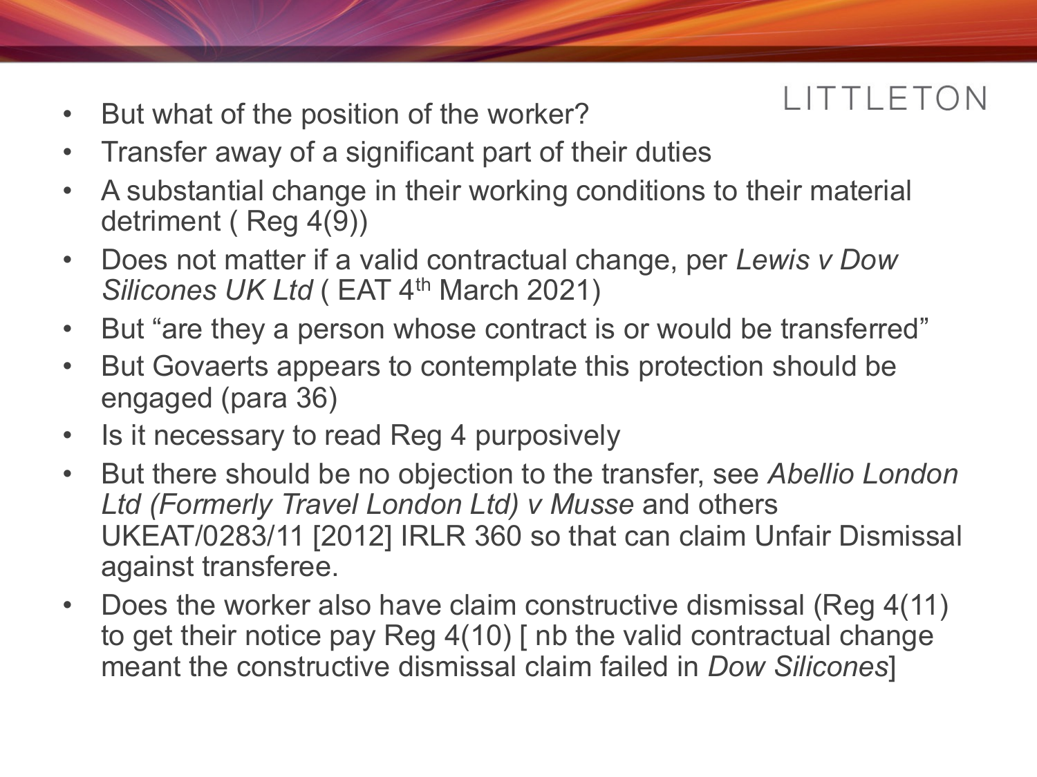- But what of the position of the worker?
- Transfer away of a significant part of their duties
- A substantial change in their working conditions to their material detriment ( Reg 4(9))
- Does not matter if a valid contractual change, per *Lewis v Dow Silicones UK Ltd* ( EAT 4th March 2021)
- But "are they a person whose contract is or would be transferred"
- But Govaerts appears to contemplate this protection should be engaged (para 36)
- Is it necessary to read Reg 4 purposively
- But there should be no objection to the transfer, see *Abellio London Ltd (Formerly Travel London Ltd) v Musse* and others UKEAT/0283/11 [2012] IRLR 360 so that can claim Unfair Dismissal against transferee.
- Does the worker also have claim constructive dismissal (Reg 4(11) to get their notice pay Reg 4(10) [ nb the valid contractual change meant the constructive dismissal claim failed in *Dow Silicones*]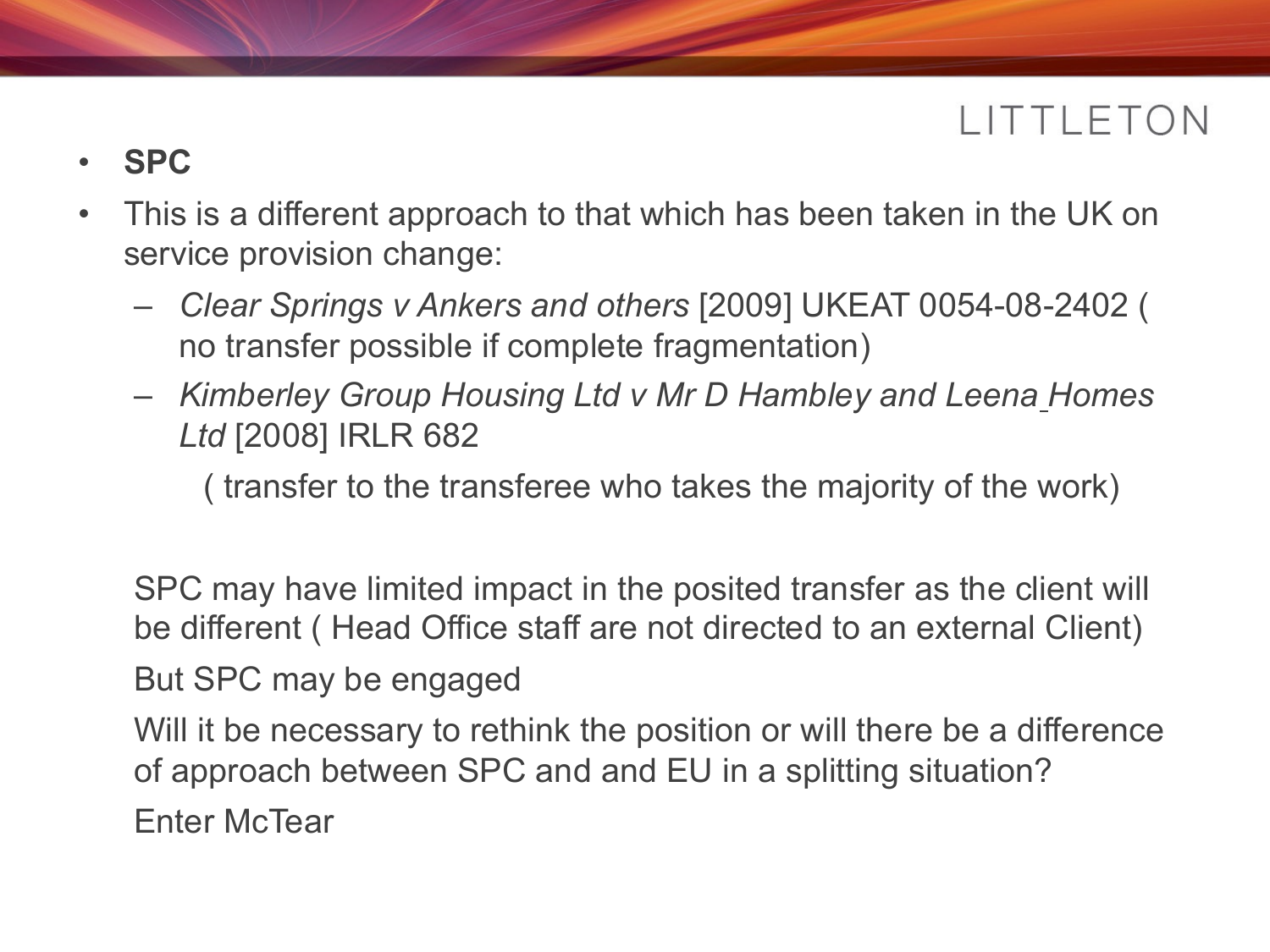- **SPC**
- This is a different approach to that which has been taken in the UK on service provision change:
  - *Clear Springs v Ankers and others* [2009] UKEAT 0054-08-2402 ( no transfer possible if complete fragmentation)
  - *Kimberley Group Housing Ltd v Mr D Hambley and Leena Homes Ltd* [2008] IRLR 682

    ( transfer to the transferee who takes the majority of the work)

SPC may have limited impact in the posited transfer as the client will be different ( Head Office staff are not directed to an external Client)

But SPC may be engaged

Will it be necessary to rethink the position or will there be a difference of approach between SPC and and EU in a splitting situation?

Enter McTear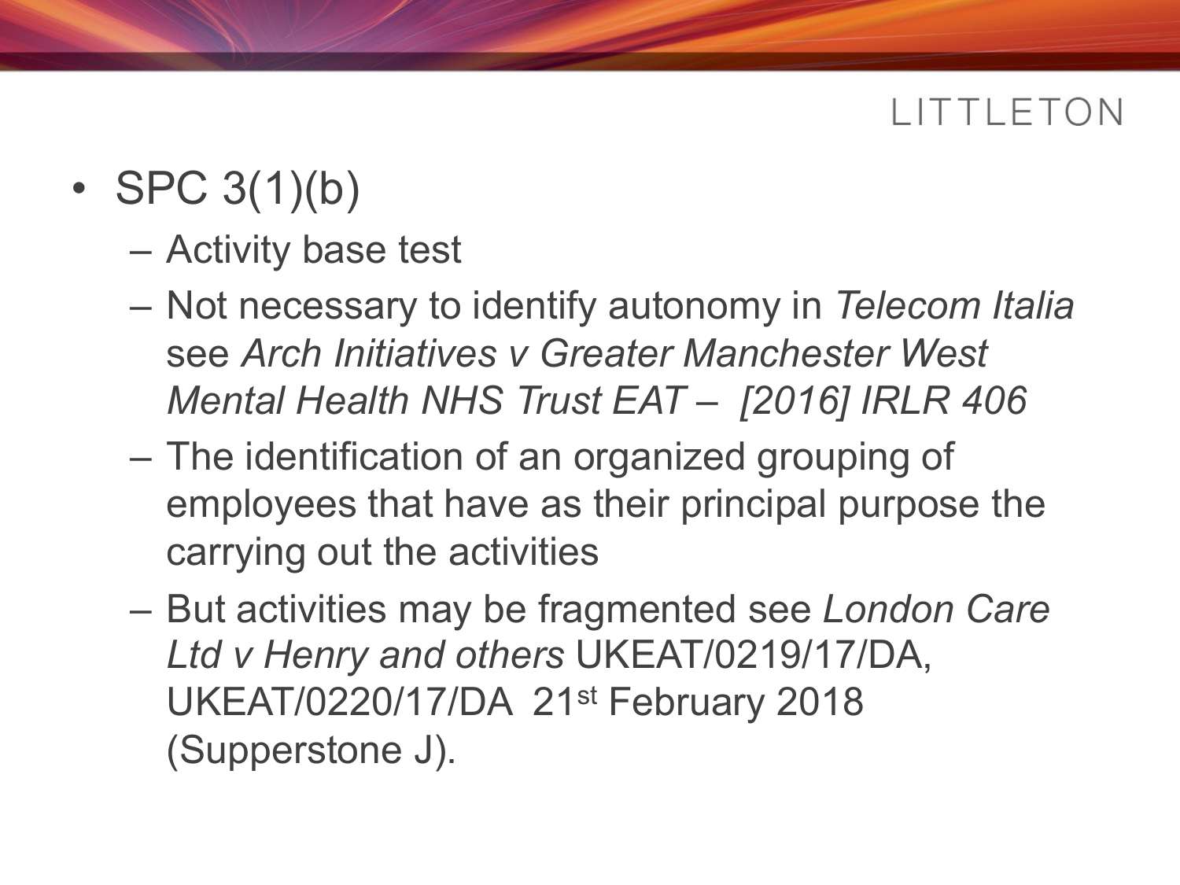- SPC 3(1)(b)
  - Activity base test
  - Not necessary to identify autonomy in *Telecom Italia* see *Arch Initiatives v Greater Manchester West Mental Health NHS Trust EAT – [2016] IRLR 406*
  - The identification of an organized grouping of employees that have as their principal purpose the carrying out the activities
  - But activities may be fragmented see *London Care Ltd v Henry and others* UKEAT/0219/17/DA, UKEAT/0220/17/DA 21st February 2018 (Supperstone J).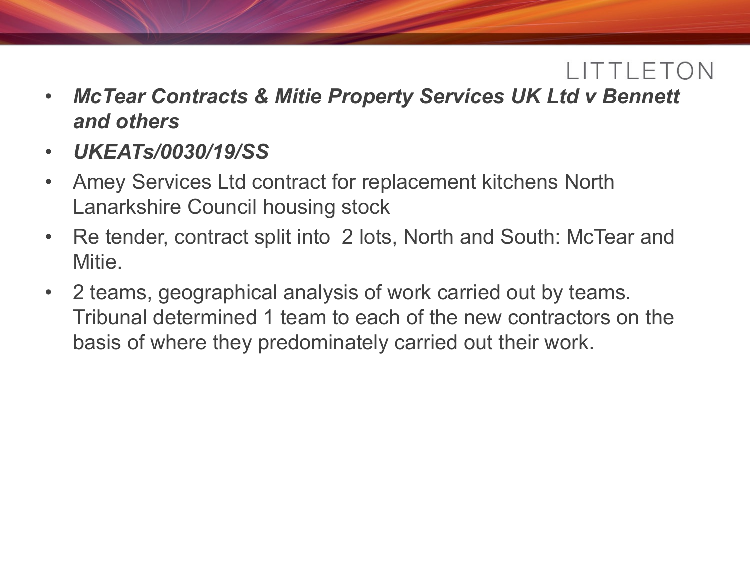- ***McTear Contracts & Mitie Property Services UK Ltd v Bennett and others***
- ***UKEATs/0030/19/SS***
- Amey Services Ltd contract for replacement kitchens North Lanarkshire Council housing stock
- Re tender, contract split into 2 lots, North and South: McTear and Mitie.
- 2 teams, geographical analysis of work carried out by teams. Tribunal determined 1 team to each of the new contractors on the basis of where they predominately carried out their work.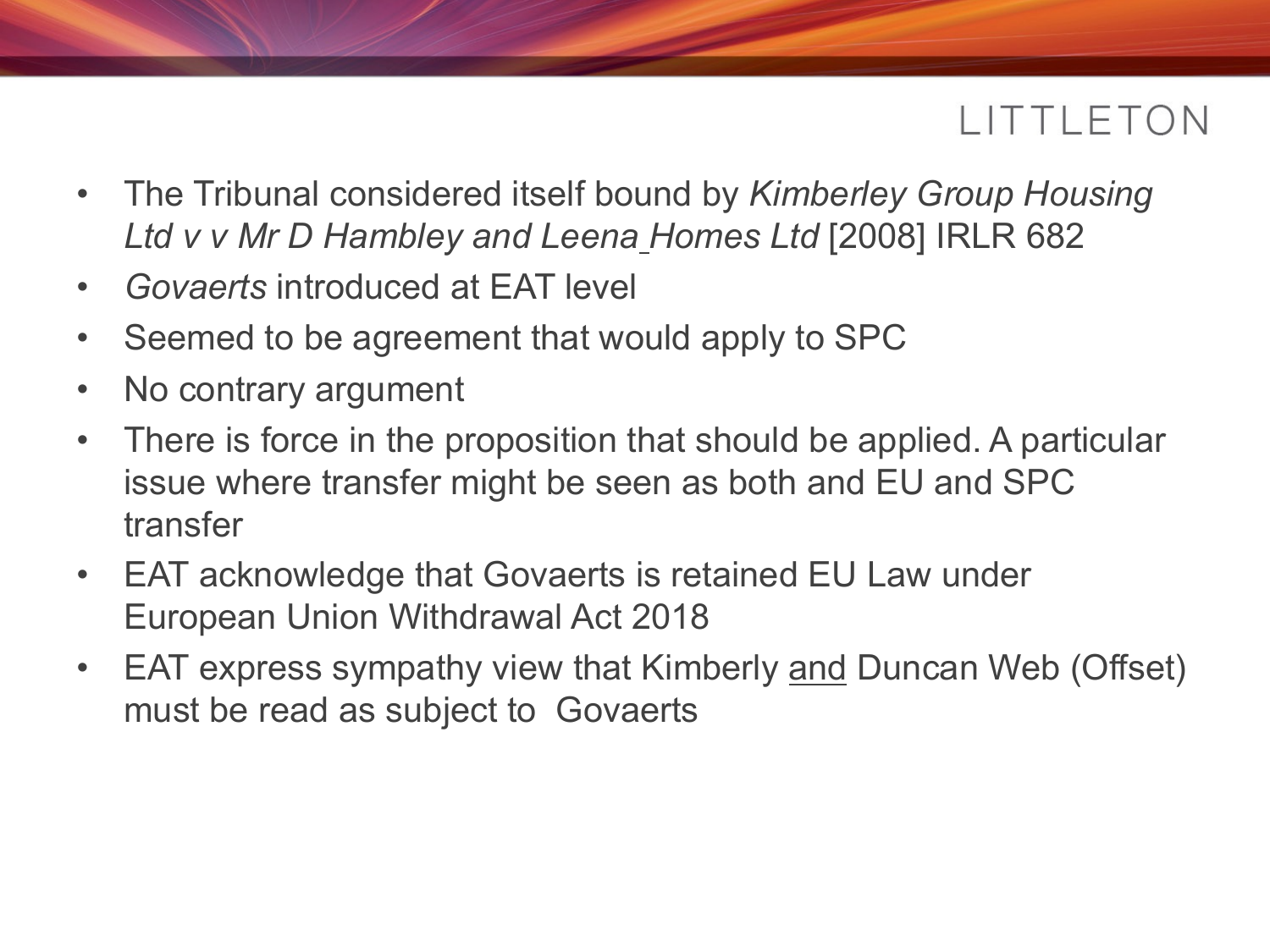- The Tribunal considered itself bound by *Kimberley Group Housing Ltd v v Mr D Hambley and Leena Homes Ltd* [2008] IRLR 682
- *Govaerts* introduced at EAT level
- Seemed to be agreement that would apply to SPC
- No contrary argument
- There is force in the proposition that should be applied. A particular issue where transfer might be seen as both and EU and SPC transfer
- EAT acknowledge that Govaerts is retained EU Law under European Union Withdrawal Act 2018
- EAT express sympathy view that Kimberly <u>and</u> Duncan Web (Offset) must be read as subject to Govaerts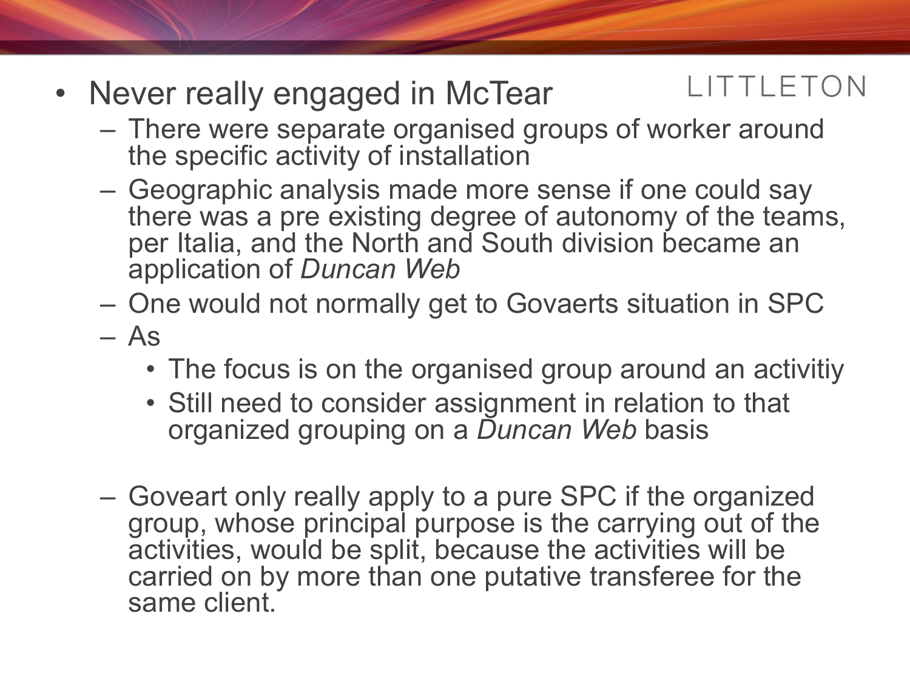- Never really engaged in McTear
  - There were separate organised groups of worker around the specific activity of installation
  - Geographic analysis made more sense if one could say there was a pre existing degree of autonomy of the teams, per Italia, and the North and South division became an application of *Duncan Web*
  - One would not normally get to Govaerts situation in SPC
  - As
    - The focus is on the organised group around an activitiy
    - Still need to consider assignment in relation to that organized grouping on a *Duncan Web* basis
  - Goveart only really apply to a pure SPC if the organized group, whose principal purpose is the carrying out of the activities, would be split, because the activities will be carried on by more than one putative transferee for the same client.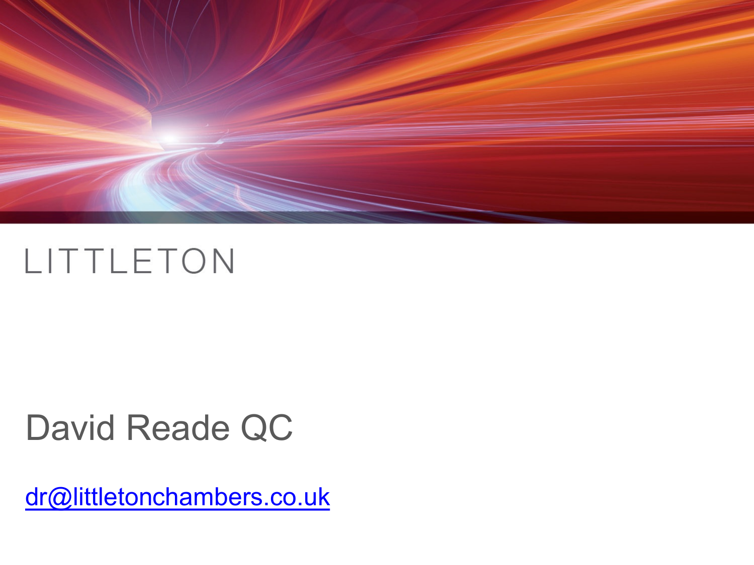LITTLETON

David Reade QC

dr@littletonchambers.co.uk